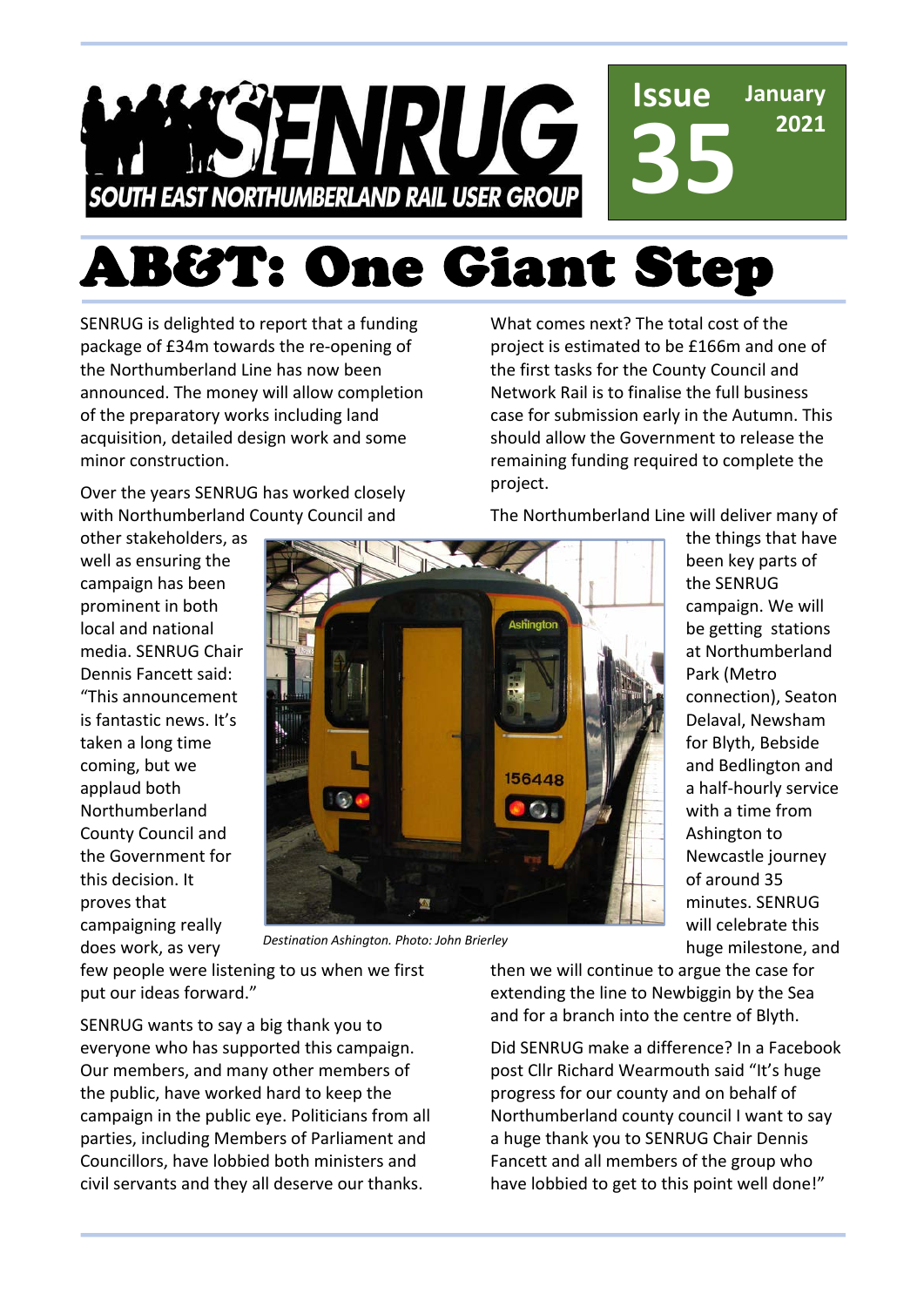# SENRUG

**SOUTH EAST NORTHUMBERLAND RAIL USER GROUP**

**Issue 35** **January 2021**

# AB&T: One Giant Step

SENRUG is delighted to report that a funding package of £34m towards the re-opening of the Northumberland Line has now been announced. The money will allow completion of the preparatory works including land acquisition, detailed design work and some minor construction.

Over the years SENRUG has worked closely with Northumberland County Council and other stakeholders, as well as ensuring the campaign has been prominent in both local and national media. SENRUG Chair Dennis Fancett said: "This announcement is fantastic news. It's taken a long time coming, but we applaud both Northumberland County Council and the Government for this decision. It proves that campaigning really does work, as very few people were listening to us when we first put our ideas forward."

SENRUG wants to say a big thank you to everyone who has supported this campaign. Our members, and many other members of the public, have worked hard to keep the campaign in the public eye. Politicians from all parties, including Members of Parliament and Councillors, have lobbied both ministers and civil servants and they all deserve our thanks.

What comes next? The total cost of the project is estimated to be £166m and one of the first tasks for the County Council and Network Rail is to finalise the full business case for submission early in the Autumn. This should allow the Government to release the remaining funding required to complete the project.

The Northumberland Line will deliver many of the things that have been key parts of the SENRUG campaign. We will be getting stations at Northumberland Park (Metro connection), Seaton Delaval, Newsham for Blyth, Bebside and Bedlington and a half-hourly service with a time from Ashington to Newcastle journey of around 35 minutes. SENRUG will celebrate this huge milestone, and then we will continue to argue the case for extending the line to Newbiggin by the Sea and for a branch into the centre of Blyth.

*Destination Ashington. Photo: John Brierley*

Did SENRUG make a difference? In a Facebook post Cllr Richard Wearmouth said "It's huge progress for our county and on behalf of Northumberland county council I want to say a huge thank you to SENRUG Chair Dennis Fancett and all members of the group who have lobbied to get to this point well done!"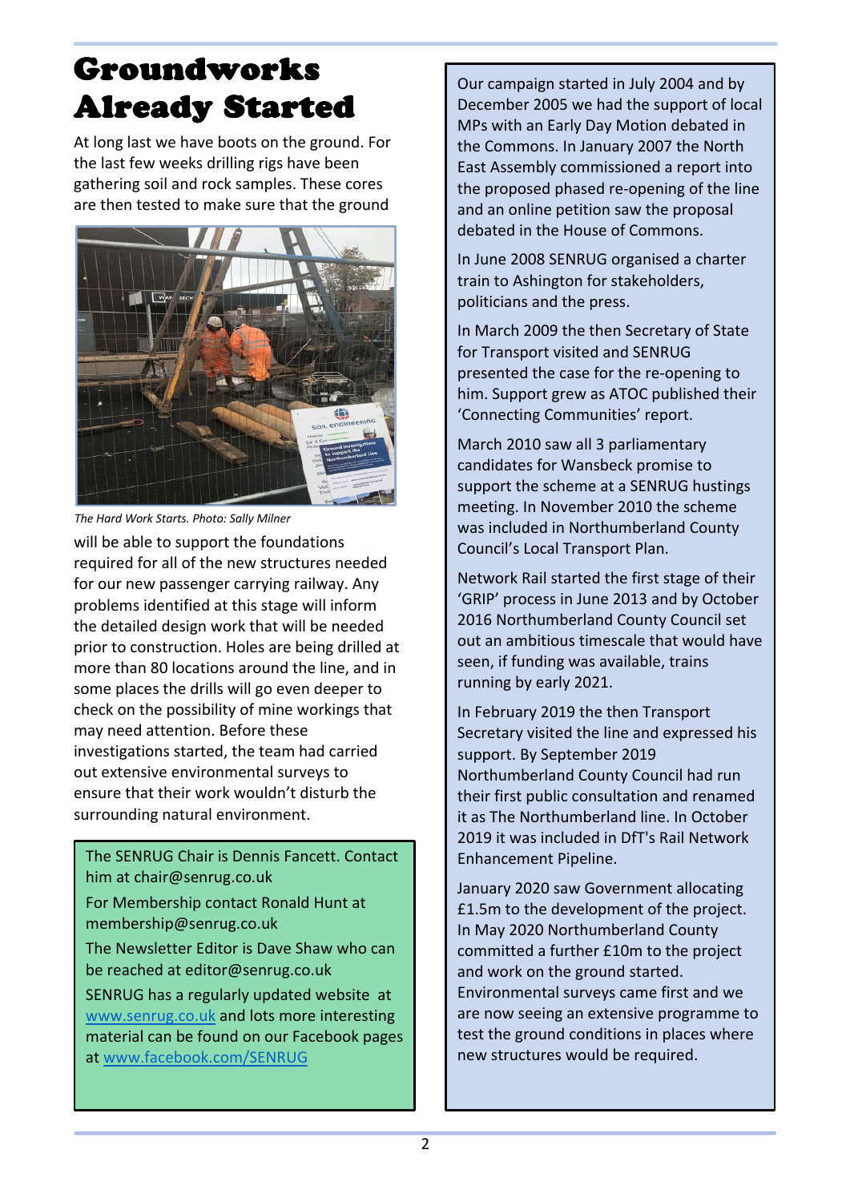# Groundworks Already Started

At long last we have boots on the ground. For the last few weeks drilling rigs have been gathering soil and rock samples. These cores are then tested to make sure that the ground will be able to support the foundations required for all of the new structures needed for our new passenger carrying railway. Any problems identified at this stage will inform the detailed design work that will be needed prior to construction. Holes are being drilled at more than 80 locations around the line, and in some places the drills will go even deeper to check on the possibility of mine workings that may need attention. Before these investigations started, the team had carried out extensive environmental surveys to ensure that their work wouldn't disturb the surrounding natural environment.

*The Hard Work Starts. Photo: Sally Milner*

The SENRUG Chair is Dennis Fancett. Contact him at chair@senrug.co.uk

For Membership contact Ronald Hunt at membership@senrug.co.uk

The Newsletter Editor is Dave Shaw who can be reached at editor@senrug.co.uk

SENRUG has a regularly updated website at [www.senrug.co.uk](http://www.senrug.co.uk) and lots more interesting material can be found on our Facebook pages at [www.facebook.com/SENRUG](http://www.facebook.com/SENRUG)

Our campaign started in July 2004 and by December 2005 we had the support of local MPs with an Early Day Motion debated in the Commons. In January 2007 the North East Assembly commissioned a report into the proposed phased re-opening of the line and an online petition saw the proposal debated in the House of Commons.

In June 2008 SENRUG organised a charter train to Ashington for stakeholders, politicians and the press.

In March 2009 the then Secretary of State for Transport visited and SENRUG presented the case for the re-opening to him. Support grew as ATOC published their 'Connecting Communities' report.

March 2010 saw all 3 parliamentary candidates for Wansbeck promise to support the scheme at a SENRUG hustings meeting. In November 2010 the scheme was included in Northumberland County Council's Local Transport Plan.

Network Rail started the first stage of their 'GRIP' process in June 2013 and by October 2016 Northumberland County Council set out an ambitious timescale that would have seen, if funding was available, trains running by early 2021.

In February 2019 the then Transport Secretary visited the line and expressed his support. By September 2019 Northumberland County Council had run their first public consultation and renamed it as The Northumberland line. In October 2019 it was included in DfT's Rail Network Enhancement Pipeline.

January 2020 saw Government allocating £1.5m to the development of the project. In May 2020 Northumberland County committed a further £10m to the project and work on the ground started. Environmental surveys came first and we are now seeing an extensive programme to test the ground conditions in places where new structures would be required.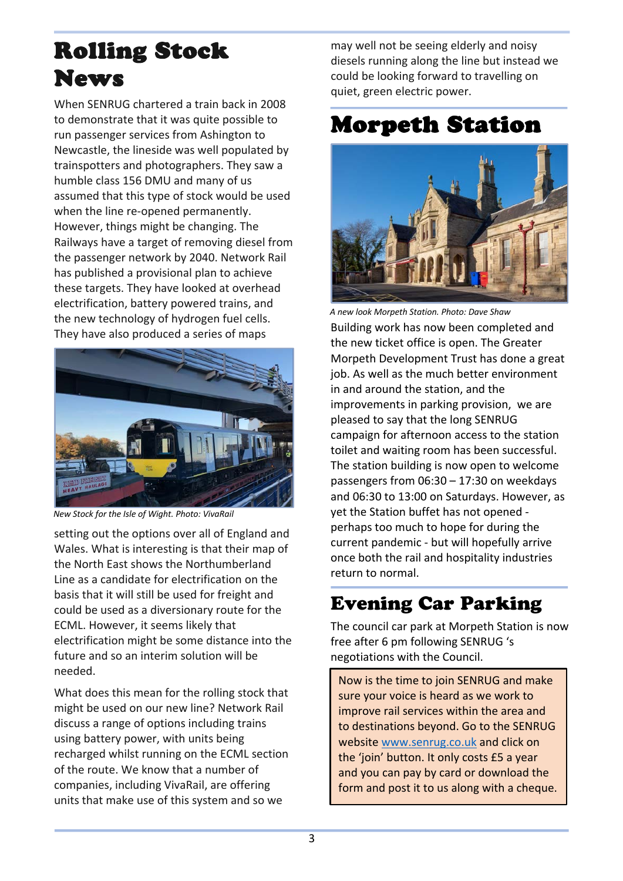# Rolling Stock News

When SENRUG chartered a train back in 2008 to demonstrate that it was quite possible to run passenger services from Ashington to Newcastle, the lineside was well populated by trainspotters and photographers. They saw a humble class 156 DMU and many of us assumed that this type of stock would be used when the line re-opened permanently. However, things might be changing. The Railways have a target of removing diesel from the passenger network by 2040. Network Rail has published a provisional plan to achieve these targets. They have looked at overhead electrification, battery powered trains, and the new technology of hydrogen fuel cells. They have also produced a series of maps setting out the options over all of England and Wales. What is interesting is that their map of the North East shows the Northumberland Line as a candidate for electrification on the basis that it will still be used for freight and could be used as a diversionary route for the ECML. However, it seems likely that electrification might be some distance into the future and so an interim solution will be needed.

*New Stock for the Isle of Wight. Photo: VivaRail*

What does this mean for the rolling stock that might be used on our new line? Network Rail discuss a range of options including trains using battery power, with units being recharged whilst running on the ECML section of the route. We know that a number of companies, including VivaRail, are offering units that make use of this system and so we may well not be seeing elderly and noisy diesels running along the line but instead we could be looking forward to travelling on quiet, green electric power.

# Morpeth Station

*A new look Morpeth Station. Photo: Dave Shaw*

Building work has now been completed and the new ticket office is open. The Greater Morpeth Development Trust has done a great job. As well as the much better environment in and around the station, and the improvements in parking provision, we are pleased to say that the long SENRUG campaign for afternoon access to the station toilet and waiting room has been successful. The station building is now open to welcome passengers from 06:30 – 17:30 on weekdays and 06:30 to 13:00 on Saturdays. However, as yet the Station buffet has not opened - perhaps too much to hope for during the current pandemic - but will hopefully arrive once both the rail and hospitality industries return to normal.

## Evening Car Parking

The council car park at Morpeth Station is now free after 6 pm following SENRUG 's negotiations with the Council.

Now is the time to join SENRUG and make sure your voice is heard as we work to improve rail services within the area and to destinations beyond. Go to the SENRUG website [www.senrug.co.uk](http://www.senrug.co.uk) and click on the 'join' button. It only costs £5 a year and you can pay by card or download the form and post it to us along with a cheque.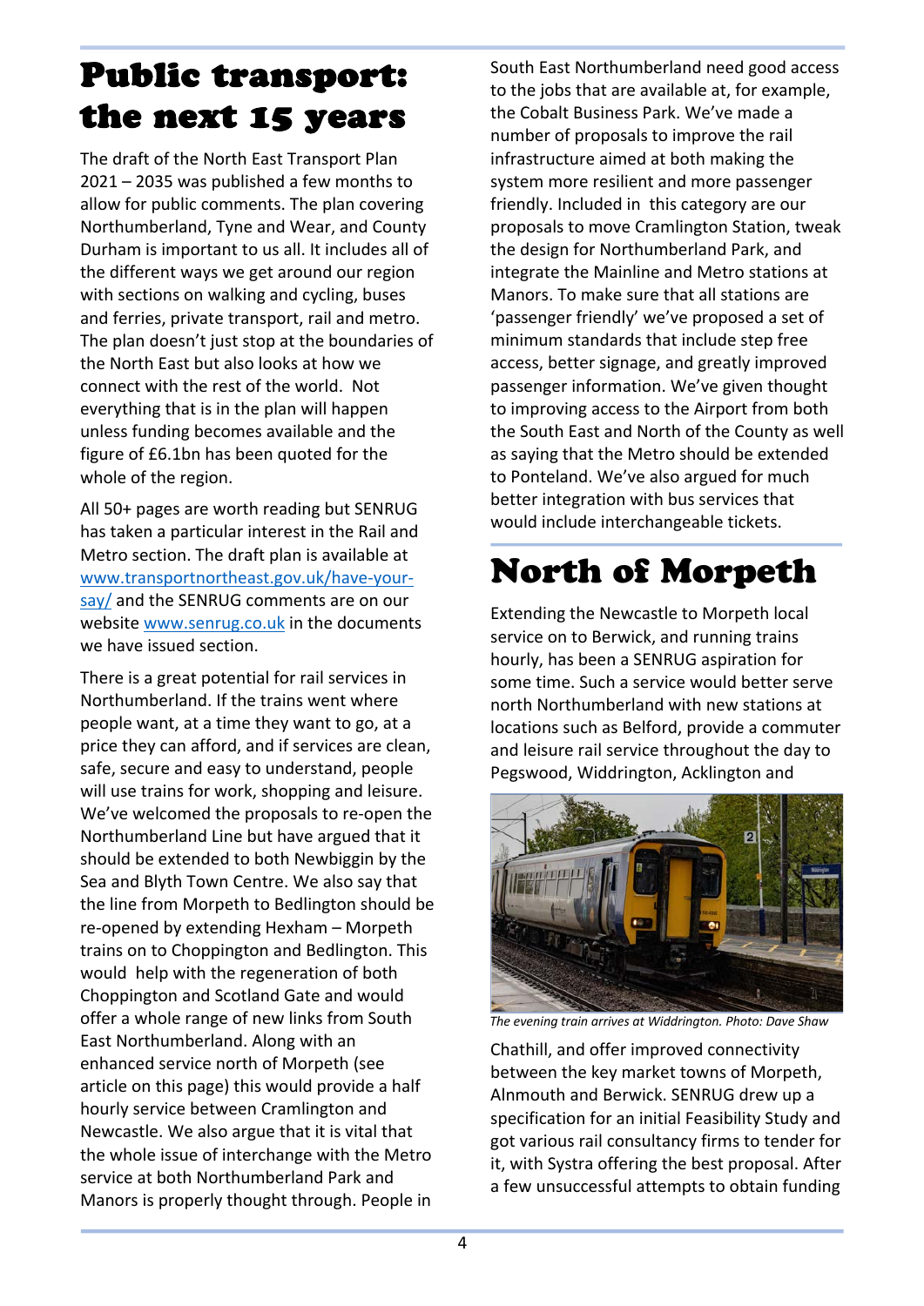# Public transport: the next 15 years

The draft of the North East Transport Plan 2021 – 2035 was published a few months to allow for public comments. The plan covering Northumberland, Tyne and Wear, and County Durham is important to us all. It includes all of the different ways we get around our region with sections on walking and cycling, buses and ferries, private transport, rail and metro. The plan doesn't just stop at the boundaries of the North East but also looks at how we connect with the rest of the world. Not everything that is in the plan will happen unless funding becomes available and the figure of £6.1bn has been quoted for the whole of the region.

All 50+ pages are worth reading but SENRUG has taken a particular interest in the Rail and Metro section. The draft plan is available at www.transportnortheast.gov.uk/have-your-say/ and the SENRUG comments are on our website www.senrug.co.uk in the documents we have issued section.

There is a great potential for rail services in Northumberland. If the trains went where people want, at a time they want to go, at a price they can afford, and if services are clean, safe, secure and easy to understand, people will use trains for work, shopping and leisure. We've welcomed the proposals to re-open the Northumberland Line but have argued that it should be extended to both Newbiggin by the Sea and Blyth Town Centre. We also say that the line from Morpeth to Bedlington should be re-opened by extending Hexham – Morpeth trains on to Choppington and Bedlington. This would help with the regeneration of both Choppington and Scotland Gate and would offer a whole range of new links from South East Northumberland. Along with an enhanced service north of Morpeth (see article on this page) this would provide a half hourly service between Cramlington and Newcastle. We also argue that it is vital that the whole issue of interchange with the Metro service at both Northumberland Park and Manors is properly thought through. People in South East Northumberland need good access to the jobs that are available at, for example, the Cobalt Business Park. We've made a number of proposals to improve the rail infrastructure aimed at both making the system more resilient and more passenger friendly. Included in this category are our proposals to move Cramlington Station, tweak the design for Northumberland Park, and integrate the Mainline and Metro stations at Manors. To make sure that all stations are 'passenger friendly' we've proposed a set of minimum standards that include step free access, better signage, and greatly improved passenger information. We've given thought to improving access to the Airport from both the South East and North of the County as well as saying that the Metro should be extended to Ponteland. We've also argued for much better integration with bus services that would include interchangeable tickets.

# North of Morpeth

Extending the Newcastle to Morpeth local service on to Berwick, and running trains hourly, has been a SENRUG aspiration for some time. Such a service would better serve north Northumberland with new stations at locations such as Belford, provide a commuter and leisure rail service throughout the day to Pegswood, Widdrington, Acklington and Chathill, and offer improved connectivity between the key market towns of Morpeth, Alnmouth and Berwick. SENRUG drew up a specification for an initial Feasibility Study and got various rail consultancy firms to tender for it, with Systra offering the best proposal. After a few unsuccessful attempts to obtain funding

*The evening train arrives at Widdrington. Photo: Dave Shaw*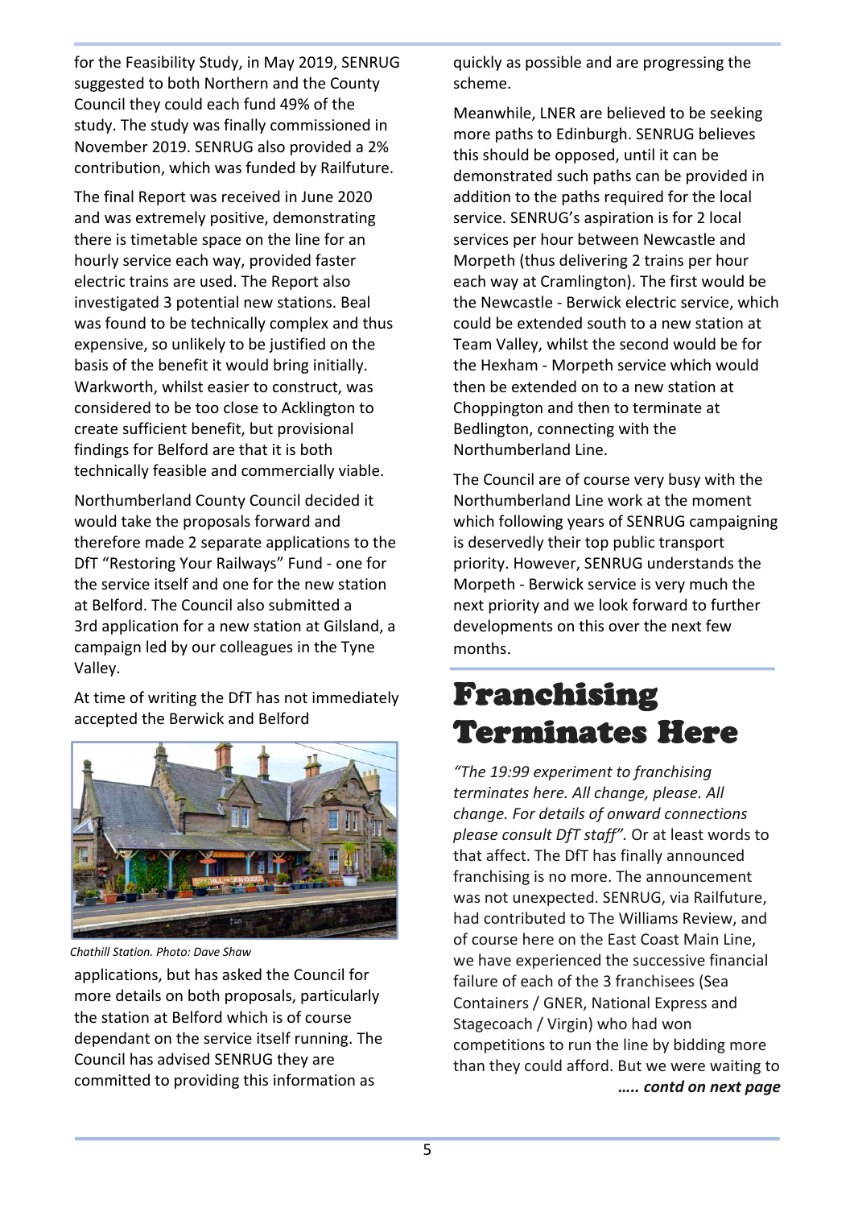for the Feasibility Study, in May 2019, SENRUG suggested to both Northern and the County Council they could each fund 49% of the study. The study was finally commissioned in November 2019. SENRUG also provided a 2% contribution, which was funded by Railfuture.

The final Report was received in June 2020 and was extremely positive, demonstrating there is timetable space on the line for an hourly service each way, provided faster electric trains are used. The Report also investigated 3 potential new stations. Beal was found to be technically complex and thus expensive, so unlikely to be justified on the basis of the benefit it would bring initially. Warkworth, whilst easier to construct, was considered to be too close to Acklington to create sufficient benefit, but provisional findings for Belford are that it is both technically feasible and commercially viable.

Northumberland County Council decided it would take the proposals forward and therefore made 2 separate applications to the DfT "Restoring Your Railways" Fund - one for the service itself and one for the new station at Belford. The Council also submitted a 3rd application for a new station at Gilsland, a campaign led by our colleagues in the Tyne Valley.

At time of writing the DfT has not immediately accepted the Berwick and Belford applications, but has asked the Council for more details on both proposals, particularly the station at Belford which is of course dependant on the service itself running. The Council has advised SENRUG they are committed to providing this information as quickly as possible and are progressing the scheme.

*Chathill Station. Photo: Dave Shaw*

Meanwhile, LNER are believed to be seeking more paths to Edinburgh. SENRUG believes this should be opposed, until it can be demonstrated such paths can be provided in addition to the paths required for the local service. SENRUG's aspiration is for 2 local services per hour between Newcastle and Morpeth (thus delivering 2 trains per hour each way at Cramlington). The first would be the Newcastle - Berwick electric service, which could be extended south to a new station at Team Valley, whilst the second would be for the Hexham - Morpeth service which would then be extended on to a new station at Choppington and then to terminate at Bedlington, connecting with the Northumberland Line.

The Council are of course very busy with the Northumberland Line work at the moment which following years of SENRUG campaigning is deservedly their top public transport priority. However, SENRUG understands the Morpeth - Berwick service is very much the next priority and we look forward to further developments on this over the next few months.

# Franchising Terminates Here

*"The 19:99 experiment to franchising terminates here. All change, please. All change. For details of onward connections please consult DfT staff".* Or at least words to that affect. The DfT has finally announced franchising is no more. The announcement was not unexpected. SENRUG, via Railfuture, had contributed to The Williams Review, and of course here on the East Coast Main Line, we have experienced the successive financial failure of each of the 3 franchisees (Sea Containers / GNER, National Express and Stagecoach / Virgin) who had won competitions to run the line by bidding more than they could afford. But we were waiting to

***….. contd on next page***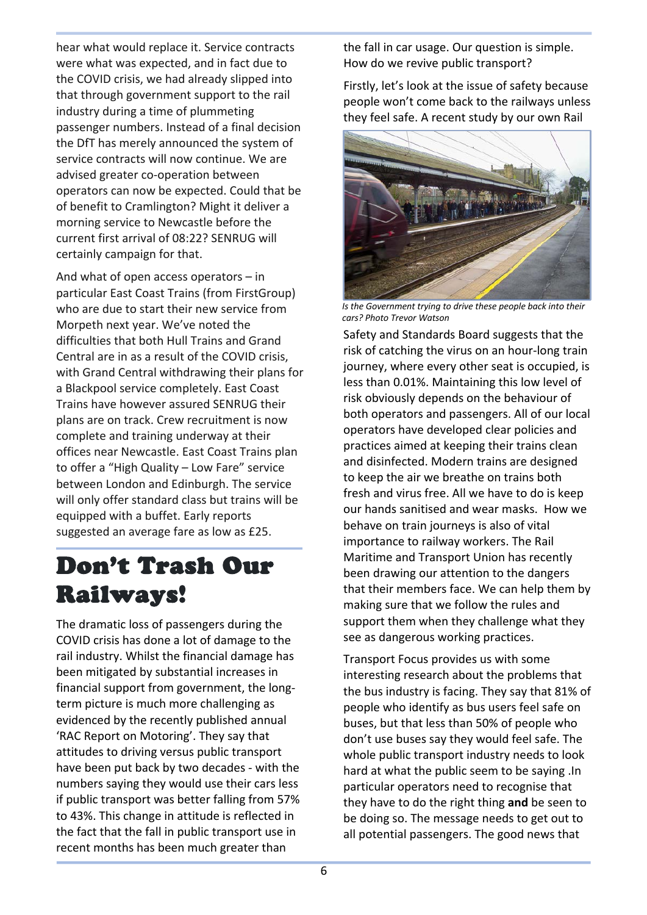hear what would replace it. Service contracts were what was expected, and in fact due to the COVID crisis, we had already slipped into that through government support to the rail industry during a time of plummeting passenger numbers. Instead of a final decision the DfT has merely announced the system of service contracts will now continue. We are advised greater co-operation between operators can now be expected. Could that be of benefit to Cramlington? Might it deliver a morning service to Newcastle before the current first arrival of 08:22? SENRUG will certainly campaign for that.

And what of open access operators – in particular East Coast Trains (from FirstGroup) who are due to start their new service from Morpeth next year. We've noted the difficulties that both Hull Trains and Grand Central are in as a result of the COVID crisis, with Grand Central withdrawing their plans for a Blackpool service completely. East Coast Trains have however assured SENRUG their plans are on track. Crew recruitment is now complete and training underway at their offices near Newcastle. East Coast Trains plan to offer a "High Quality – Low Fare" service between London and Edinburgh. The service will only offer standard class but trains will be equipped with a buffet. Early reports suggested an average fare as low as £25.

# Don't Trash Our Railways!

The dramatic loss of passengers during the COVID crisis has done a lot of damage to the rail industry. Whilst the financial damage has been mitigated by substantial increases in financial support from government, the long-term picture is much more challenging as evidenced by the recently published annual 'RAC Report on Motoring'. They say that attitudes to driving versus public transport have been put back by two decades - with the numbers saying they would use their cars less if public transport was better falling from 57% to 43%. This change in attitude is reflected in the fact that the fall in public transport use in recent months has been much greater than the fall in car usage. Our question is simple. How do we revive public transport?

Firstly, let's look at the issue of safety because people won't come back to the railways unless they feel safe. A recent study by our own Rail Safety and Standards Board suggests that the risk of catching the virus on an hour-long train journey, where every other seat is occupied, is less than 0.01%. Maintaining this low level of risk obviously depends on the behaviour of both operators and passengers. All of our local operators have developed clear policies and practices aimed at keeping their trains clean and disinfected. Modern trains are designed to keep the air we breathe on trains both fresh and virus free. All we have to do is keep our hands sanitised and wear masks. How we behave on train journeys is also of vital importance to railway workers. The Rail Maritime and Transport Union has recently been drawing our attention to the dangers that their members face. We can help them by making sure that we follow the rules and support them when they challenge what they see as dangerous working practices.

*Is the Government trying to drive these people back into their cars? Photo Trevor Watson*

Transport Focus provides us with some interesting research about the problems that the bus industry is facing. They say that 81% of people who identify as bus users feel safe on buses, but that less than 50% of people who don't use buses say they would feel safe. The whole public transport industry needs to look hard at what the public seem to be saying .In particular operators need to recognise that they have to do the right thing **and** be seen to be doing so. The message needs to get out to all potential passengers. The good news that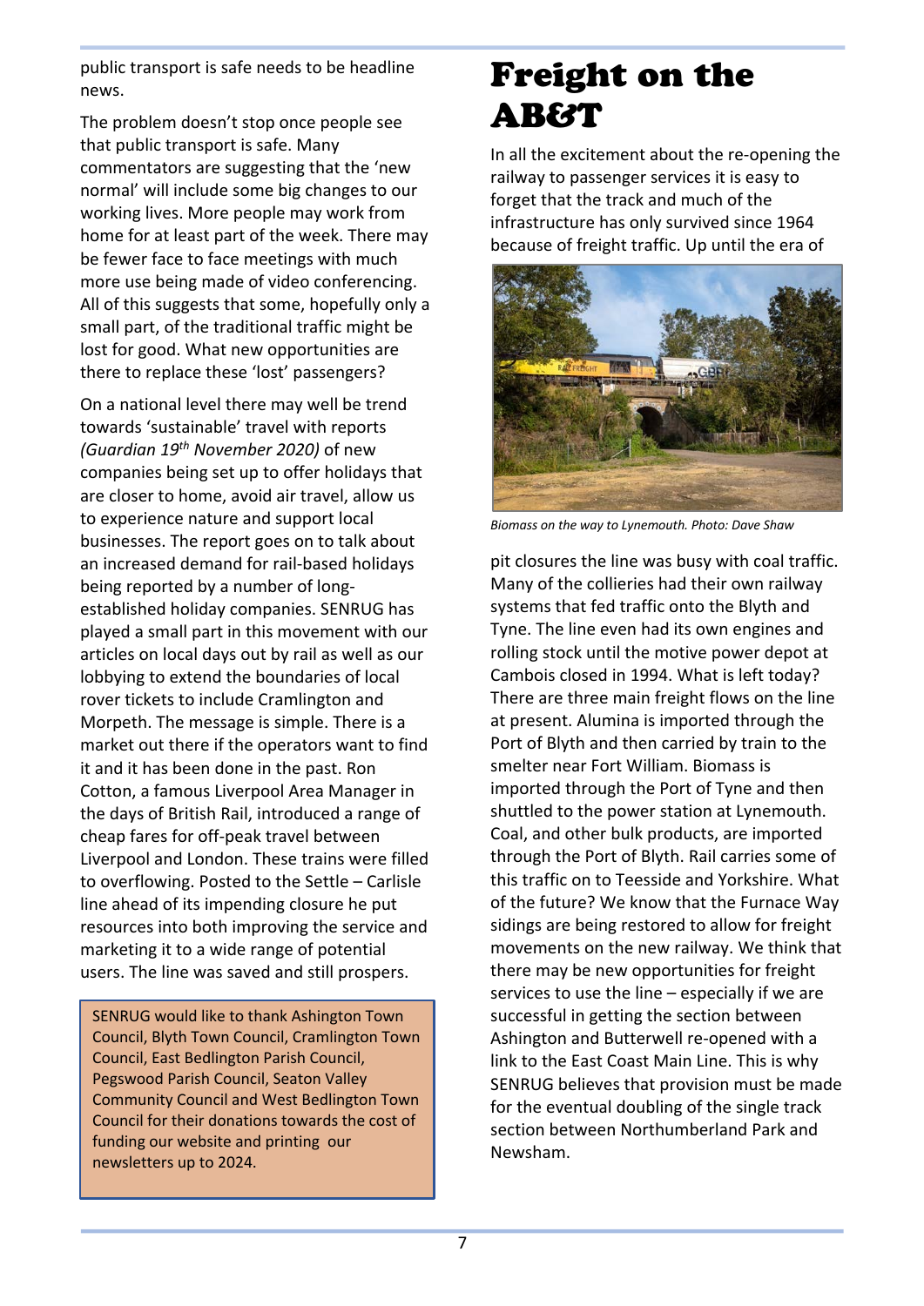public transport is safe needs to be headline news.

The problem doesn't stop once people see that public transport is safe. Many commentators are suggesting that the 'new normal' will include some big changes to our working lives. More people may work from home for at least part of the week. There may be fewer face to face meetings with much more use being made of video conferencing. All of this suggests that some, hopefully only a small part, of the traditional traffic might be lost for good. What new opportunities are there to replace these 'lost' passengers?

On a national level there may well be trend towards 'sustainable' travel with reports *(Guardian 19th November 2020)* of new companies being set up to offer holidays that are closer to home, avoid air travel, allow us to experience nature and support local businesses. The report goes on to talk about an increased demand for rail-based holidays being reported by a number of long-established holiday companies. SENRUG has played a small part in this movement with our articles on local days out by rail as well as our lobbying to extend the boundaries of local rover tickets to include Cramlington and Morpeth. The message is simple. There is a market out there if the operators want to find it and it has been done in the past. Ron Cotton, a famous Liverpool Area Manager in the days of British Rail, introduced a range of cheap fares for off-peak travel between Liverpool and London. These trains were filled to overflowing. Posted to the Settle – Carlisle line ahead of its impending closure he put resources into both improving the service and marketing it to a wide range of potential users. The line was saved and still prospers.

SENRUG would like to thank Ashington Town Council, Blyth Town Council, Cramlington Town Council, East Bedlington Parish Council, Pegswood Parish Council, Seaton Valley Community Council and West Bedlington Town Council for their donations towards the cost of funding our website and printing our newsletters up to 2024.

# Freight on the AB&T

In all the excitement about the re-opening the railway to passenger services it is easy to forget that the track and much of the infrastructure has only survived since 1964 because of freight traffic. Up until the era of pit closures the line was busy with coal traffic. Many of the collieries had their own railway systems that fed traffic onto the Blyth and Tyne. The line even had its own engines and rolling stock until the motive power depot at Cambois closed in 1994. What is left today? There are three main freight flows on the line at present. Alumina is imported through the Port of Blyth and then carried by train to the smelter near Fort William. Biomass is imported through the Port of Tyne and then shuttled to the power station at Lynemouth. Coal, and other bulk products, are imported through the Port of Blyth. Rail carries some of this traffic on to Teesside and Yorkshire. What of the future? We know that the Furnace Way sidings are being restored to allow for freight movements on the new railway. We think that there may be new opportunities for freight services to use the line – especially if we are successful in getting the section between Ashington and Butterwell re-opened with a link to the East Coast Main Line. This is why SENRUG believes that provision must be made for the eventual doubling of the single track section between Northumberland Park and Newsham.

*Biomass on the way to Lynemouth. Photo: Dave Shaw*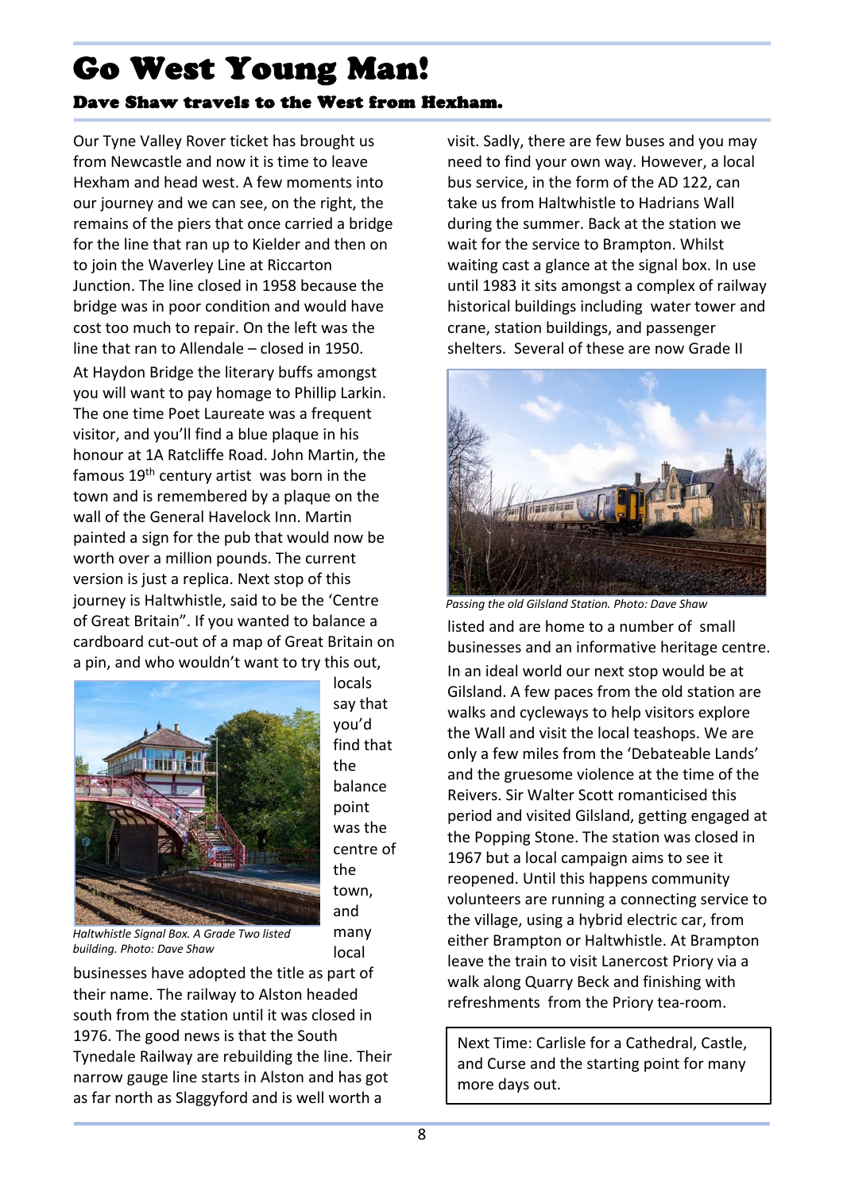# Go West Young Man!

**Dave Shaw travels to the West from Hexham.**

Our Tyne Valley Rover ticket has brought us from Newcastle and now it is time to leave Hexham and head west. A few moments into our journey and we can see, on the right, the remains of the piers that once carried a bridge for the line that ran up to Kielder and then on to join the Waverley Line at Riccarton Junction. The line closed in 1958 because the bridge was in poor condition and would have cost too much to repair. On the left was the line that ran to Allendale – closed in 1950.

At Haydon Bridge the literary buffs amongst you will want to pay homage to Phillip Larkin. The one time Poet Laureate was a frequent visitor, and you'll find a blue plaque in his honour at 1A Ratcliffe Road. John Martin, the famous 19th century artist was born in the town and is remembered by a plaque on the wall of the General Havelock Inn. Martin painted a sign for the pub that would now be worth over a million pounds. The current version is just a replica. Next stop of this journey is Haltwhistle, said to be the 'Centre of Great Britain". If you wanted to balance a cardboard cut-out of a map of Great Britain on a pin, and who wouldn't want to try this out, locals say that you'd find that the balance point was the centre of the town, and many local businesses have adopted the title as part of their name. The railway to Alston headed south from the station until it was closed in 1976. The good news is that the South Tynedale Railway are rebuilding the line. Their narrow gauge line starts in Alston and has got as far north as Slaggyford and is well worth a visit. Sadly, there are few buses and you may need to find your own way. However, a local bus service, in the form of the AD 122, can take us from Haltwhistle to Hadrians Wall during the summer. Back at the station we wait for the service to Brampton. Whilst waiting cast a glance at the signal box. In use until 1983 it sits amongst a complex of railway historical buildings including water tower and crane, station buildings, and passenger shelters. Several of these are now Grade II listed and are home to a number of small businesses and an informative heritage centre.

*Haltwhistle Signal Box. A Grade Two listed building. Photo: Dave Shaw*

*Passing the old Gilsland Station. Photo: Dave Shaw*

In an ideal world our next stop would be at Gilsland. A few paces from the old station are walks and cycleways to help visitors explore the Wall and visit the local teashops. We are only a few miles from the 'Debateable Lands' and the gruesome violence at the time of the Reivers. Sir Walter Scott romanticised this period and visited Gilsland, getting engaged at the Popping Stone. The station was closed in 1967 but a local campaign aims to see it reopened. Until this happens community volunteers are running a connecting service to the village, using a hybrid electric car, from either Brampton or Haltwhistle. At Brampton leave the train to visit Lanercost Priory via a walk along Quarry Beck and finishing with refreshments from the Priory tea-room.

Next Time: Carlisle for a Cathedral, Castle, and Curse and the starting point for many more days out.